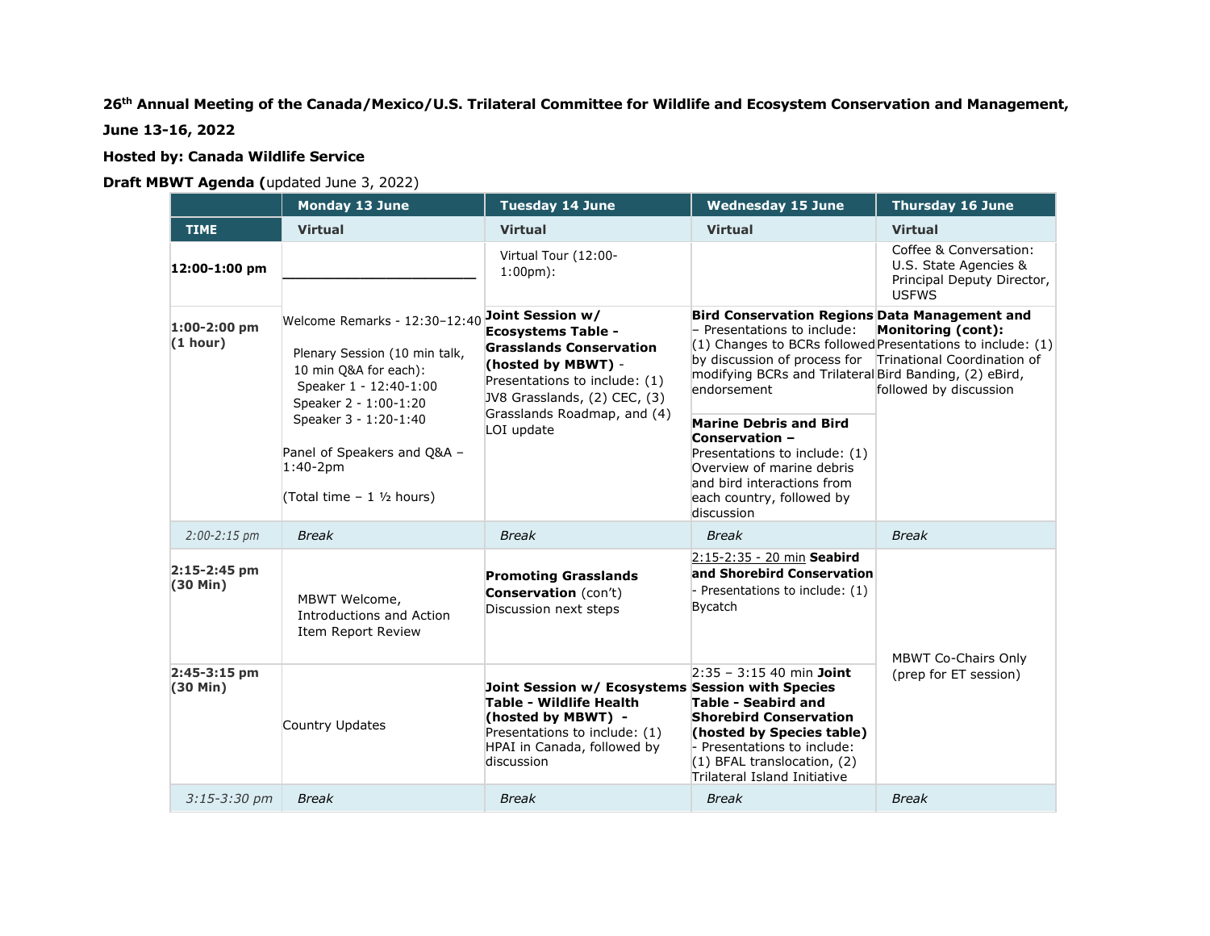**26th Annual Meeting of the Canada/Mexico/U.S. Trilateral Committee for Wildlife and Ecosystem Conservation and Management,**

**June 13-16, 2022**

**Hosted by: Canada Wildlife Service**

**Draft MBWT Agenda (**updated June 3, 2022)

| | Monday 13 June | Tuesday 14 June | Wednesday 15 June | Thursday 16 June |
|---|---|---|---|---|
| **TIME** | **Virtual** | **Virtual** | **Virtual** | **Virtual** |
| **12:00-1:00 pm** | ________________________ | Virtual Tour (12:00-1:00pm): | | Coffee & Conversation: U.S. State Agencies & Principal Deputy Director, USFWS |
| **1:00-2:00 pm (1 hour)** | Welcome Remarks - 12:30–12:40<br><br>Plenary Session (10 min talk, 10 min Q&A for each):<br>Speaker 1 - 12:40-1:00<br>Speaker 2 - 1:00-1:20<br>Speaker 3 - 1:20-1:40<br><br>Panel of Speakers and Q&A – 1:40-2pm<br><br>(Total time – 1 ½ hours) | **Joint Session w/ Ecosystems Table - Grasslands Conservation (hosted by MBWT)** - Presentations to include: (1) JV8 Grasslands, (2) CEC, (3) Grasslands Roadmap, and (4) LOI update | **Bird Conservation Regions** – Presentations to include: (1) Changes to BCRs followed by discussion of process for modifying BCRs and Trilateral endorsement<br><br>**Marine Debris and Bird Conservation –** Presentations to include: (1) Overview of marine debris and bird interactions from each country, followed by discussion | **Data Management and Monitoring (cont):** Presentations to include: (1) Trinational Coordination of Bird Banding, (2) eBird, followed by discussion |
| *2:00-2:15 pm* | *Break* | *Break* | *Break* | *Break* |
| **2:15-2:45 pm (30 Min)** | MBWT Welcome, Introductions and Action Item Report Review | **Promoting Grasslands Conservation** (con't) Discussion next steps | 2:15-2:35 - 20 min **Seabird and Shorebird Conservation** - Presentations to include: (1) Bycatch | MBWT Co-Chairs Only (prep for ET session) |
| **2:45-3:15 pm (30 Min)** | Country Updates | **Joint Session w/ Ecosystems Table - Wildlife Health (hosted by MBWT) -** Presentations to include: (1) HPAI in Canada, followed by discussion | 2:35 – 3:15 40 min **Joint Session with Species Table - Seabird and Shorebird Conservation (hosted by Species table)** - Presentations to include: (1) BFAL translocation, (2) Trilateral Island Initiative | |
| *3:15-3:30 pm* | *Break* | *Break* | *Break* | *Break* |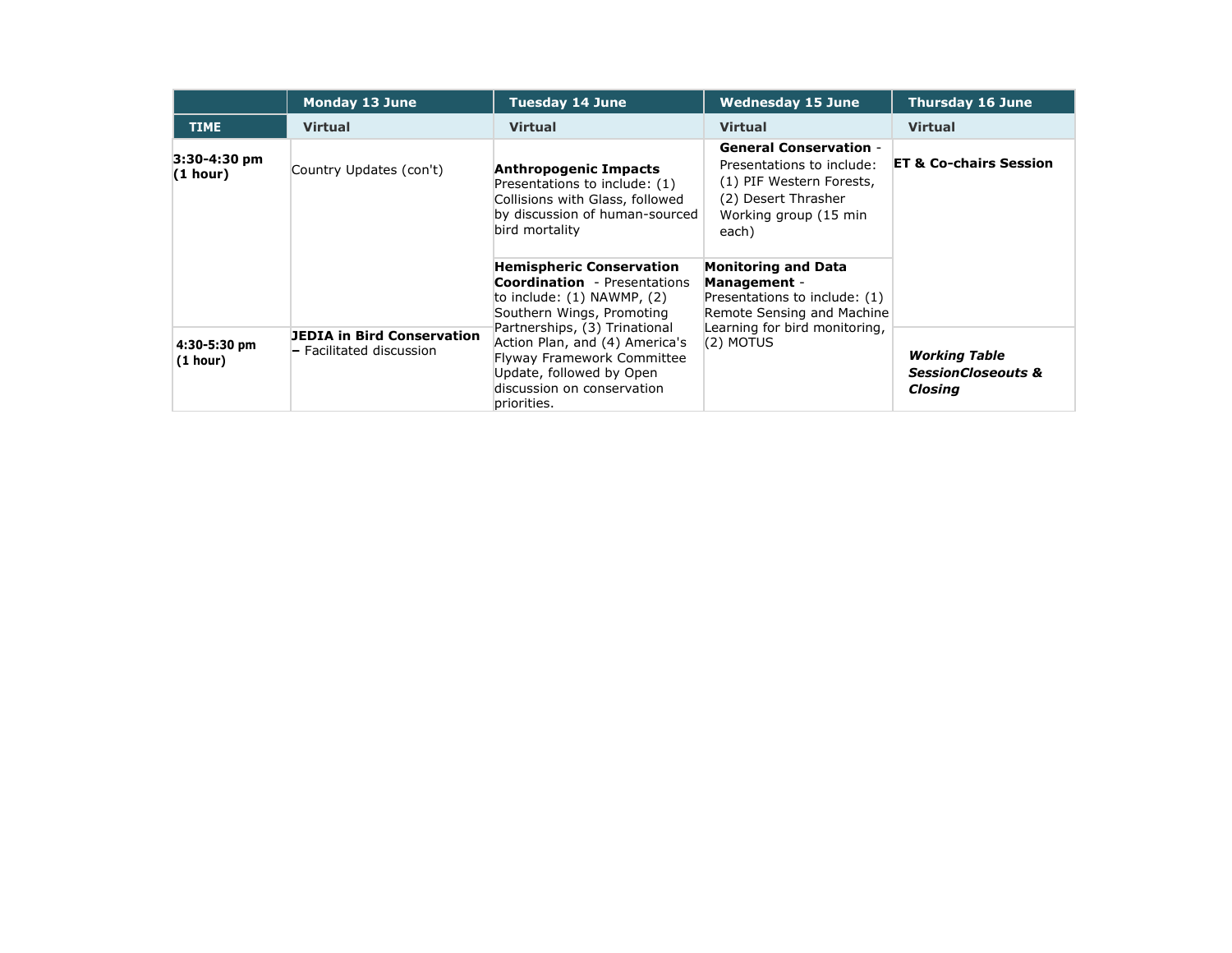| | Monday 13 June | Tuesday 14 June | Wednesday 15 June | Thursday 16 June |
|---|---|---|---|---|
| **TIME** | **Virtual** | **Virtual** | **Virtual** | **Virtual** |
| **3:30-4:30 pm (1 hour)** | Country Updates (con't) | **Anthropogenic Impacts** Presentations to include: (1) Collisions with Glass, followed by discussion of human-sourced bird mortality | **General Conservation** - Presentations to include: (1) PIF Western Forests, (2) Desert Thrasher Working group (15 min each) | **ET & Co-chairs Session** |
| | | **Hemispheric Conservation Coordination** - Presentations to include: (1) NAWMP, (2) Southern Wings, Promoting Partnerships, (3) Trinational Action Plan, and (4) America's Flyway Framework Committee Update, followed by Open discussion on conservation priorities. | **Monitoring and Data Management** - Presentations to include: (1) Remote Sensing and Machine Learning for bird monitoring, (2) MOTUS | |
| **4:30-5:30 pm (1 hour)** | **JEDIA in Bird Conservation** – Facilitated discussion | | | ***Working Table SessionCloseouts & Closing*** |